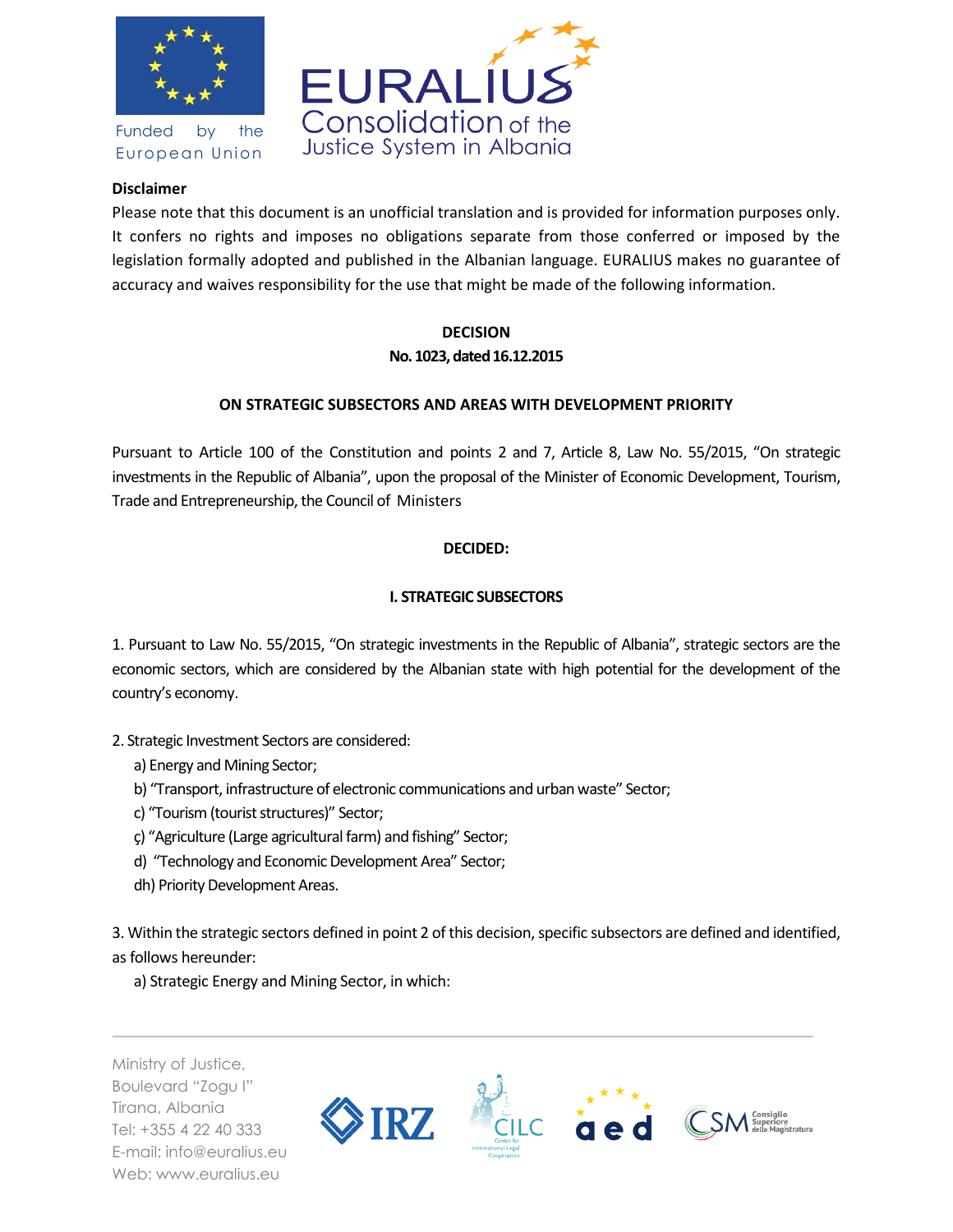**Disclaimer**

Please note that this document is an unofficial translation and is provided for information purposes only. It confers no rights and imposes no obligations separate from those conferred or imposed by the legislation formally adopted and published in the Albanian language. EURALIUS makes no guarantee of accuracy and waives responsibility for the use that might be made of the following information.

# DECISION

**No. 1023, dated 16.12.2015**

## ON STRATEGIC SUBSECTORS AND AREAS WITH DEVELOPMENT PRIORITY

Pursuant to Article 100 of the Constitution and points 2 and 7, Article 8, Law No. 55/2015, "On strategic investments in the Republic of Albania", upon the proposal of the Minister of Economic Development, Tourism, Trade and Entrepreneurship, the Council of Ministers

**DECIDED:**

## I. STRATEGIC SUBSECTORS

1. Pursuant to Law No. 55/2015, "On strategic investments in the Republic of Albania", strategic sectors are the economic sectors, which are considered by the Albanian state with high potential for the development of the country's economy.

2. Strategic Investment Sectors are considered:

   a) Energy and Mining Sector;

   b) "Transport, infrastructure of electronic communications and urban waste" Sector;

   c) "Tourism (tourist structures)" Sector;

   ç) "Agriculture (Large agricultural farm) and fishing" Sector;

   d) "Technology and Economic Development Area" Sector;

   dh) Priority Development Areas.

3. Within the strategic sectors defined in point 2 of this decision, specific subsectors are defined and identified, as follows hereunder:

   a) Strategic Energy and Mining Sector, in which: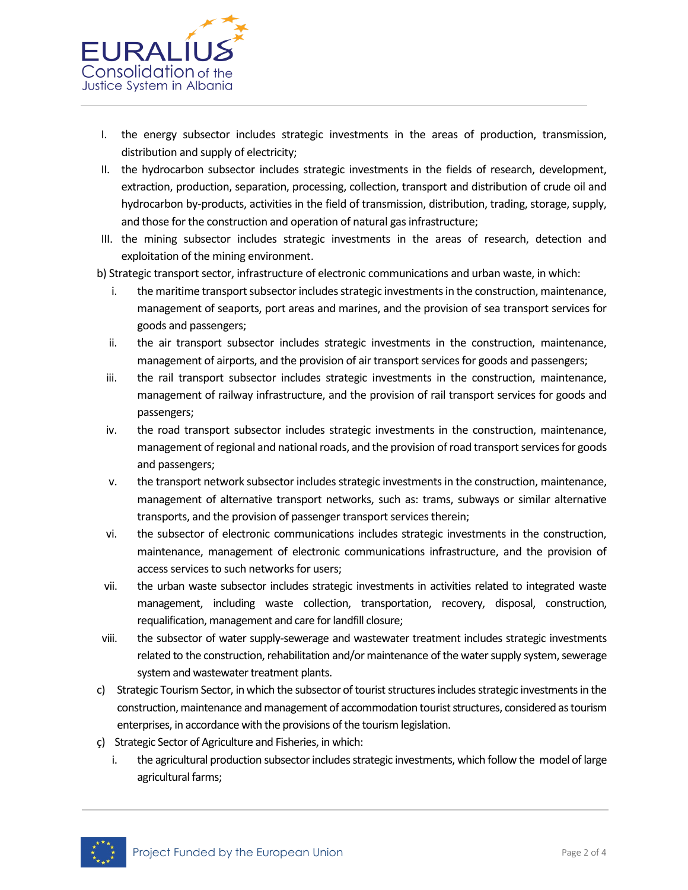I. the energy subsector includes strategic investments in the areas of production, transmission, distribution and supply of electricity;
II. the hydrocarbon subsector includes strategic investments in the fields of research, development, extraction, production, separation, processing, collection, transport and distribution of crude oil and hydrocarbon by-products, activities in the field of transmission, distribution, trading, storage, supply, and those for the construction and operation of natural gas infrastructure;
III. the mining subsector includes strategic investments in the areas of research, detection and exploitation of the mining environment.

b) Strategic transport sector, infrastructure of electronic communications and urban waste, in which:

i. the maritime transport subsector includes strategic investments in the construction, maintenance, management of seaports, port areas and marines, and the provision of sea transport services for goods and passengers;
ii. the air transport subsector includes strategic investments in the construction, maintenance, management of airports, and the provision of air transport services for goods and passengers;
iii. the rail transport subsector includes strategic investments in the construction, maintenance, management of railway infrastructure, and the provision of rail transport services for goods and passengers;
iv. the road transport subsector includes strategic investments in the construction, maintenance, management of regional and national roads, and the provision of road transport services for goods and passengers;
v. the transport network subsector includes strategic investments in the construction, maintenance, management of alternative transport networks, such as: trams, subways or similar alternative transports, and the provision of passenger transport services therein;
vi. the subsector of electronic communications includes strategic investments in the construction, maintenance, management of electronic communications infrastructure, and the provision of access services to such networks for users;
vii. the urban waste subsector includes strategic investments in activities related to integrated waste management, including waste collection, transportation, recovery, disposal, construction, requalification, management and care for landfill closure;
viii. the subsector of water supply-sewerage and wastewater treatment includes strategic investments related to the construction, rehabilitation and/or maintenance of the water supply system, sewerage system and wastewater treatment plants.

c) Strategic Tourism Sector, in which the subsector of tourist structures includes strategic investments in the construction, maintenance and management of accommodation tourist structures, considered as tourism enterprises, in accordance with the provisions of the tourism legislation.

ç) Strategic Sector of Agriculture and Fisheries, in which:

i. the agricultural production subsector includes strategic investments, which follow the model of large agricultural farms;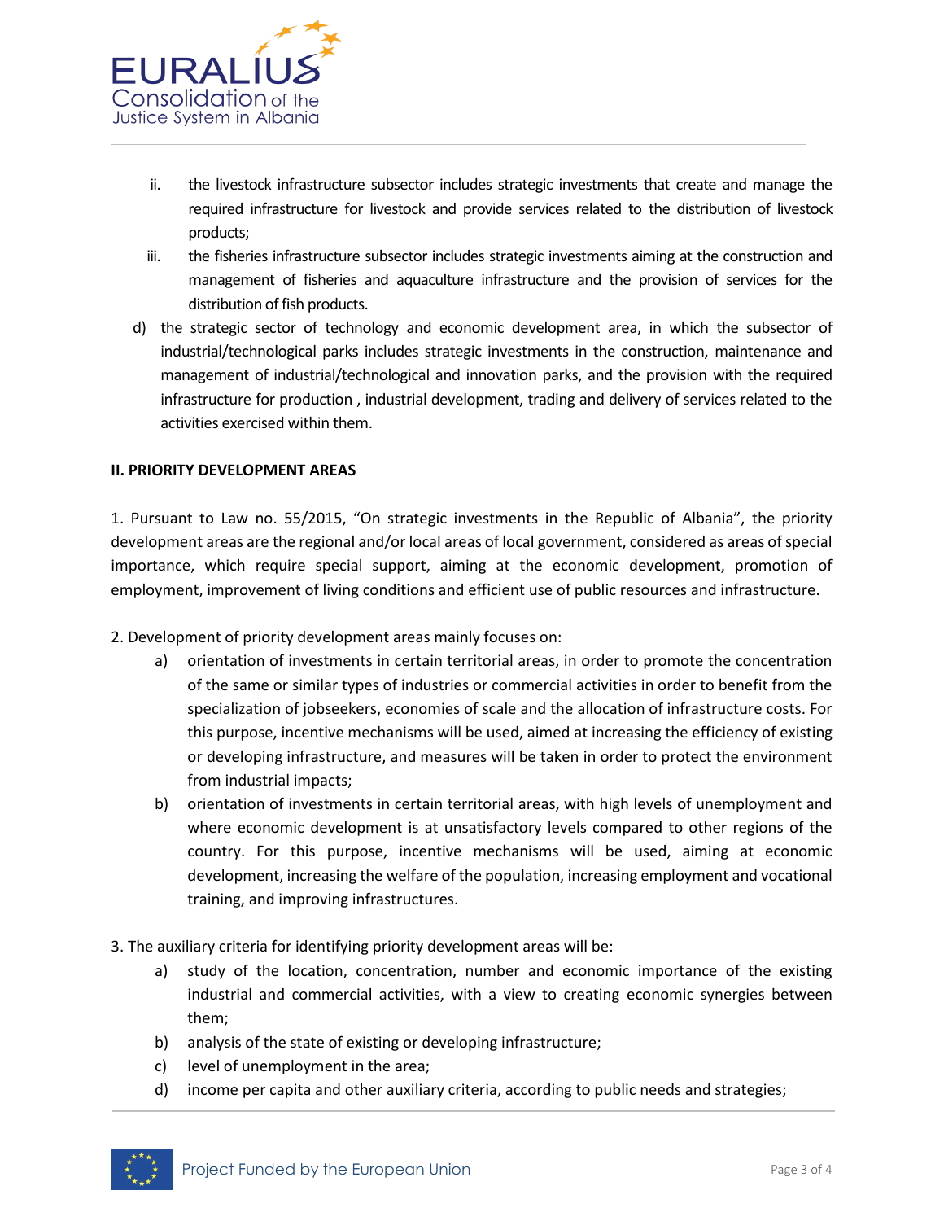ii. the livestock infrastructure subsector includes strategic investments that create and manage the required infrastructure for livestock and provide services related to the distribution of livestock products;

iii. the fisheries infrastructure subsector includes strategic investments aiming at the construction and management of fisheries and aquaculture infrastructure and the provision of services for the distribution of fish products.

d) the strategic sector of technology and economic development area, in which the subsector of industrial/technological parks includes strategic investments in the construction, maintenance and management of industrial/technological and innovation parks, and the provision with the required infrastructure for production , industrial development, trading and delivery of services related to the activities exercised within them.

**II. PRIORITY DEVELOPMENT AREAS**

1. Pursuant to Law no. 55/2015, “On strategic investments in the Republic of Albania”, the priority development areas are the regional and/or local areas of local government, considered as areas of special importance, which require special support, aiming at the economic development, promotion of employment, improvement of living conditions and efficient use of public resources and infrastructure.

2. Development of priority development areas mainly focuses on:
   a) orientation of investments in certain territorial areas, in order to promote the concentration of the same or similar types of industries or commercial activities in order to benefit from the specialization of jobseekers, economies of scale and the allocation of infrastructure costs. For this purpose, incentive mechanisms will be used, aimed at increasing the efficiency of existing or developing infrastructure, and measures will be taken in order to protect the environment from industrial impacts;
   b) orientation of investments in certain territorial areas, with high levels of unemployment and where economic development is at unsatisfactory levels compared to other regions of the country. For this purpose, incentive mechanisms will be used, aiming at economic development, increasing the welfare of the population, increasing employment and vocational training, and improving infrastructures.

3. The auxiliary criteria for identifying priority development areas will be:
   a) study of the location, concentration, number and economic importance of the existing industrial and commercial activities, with a view to creating economic synergies between them;
   b) analysis of the state of existing or developing infrastructure;
   c) level of unemployment in the area;
   d) income per capita and other auxiliary criteria, according to public needs and strategies;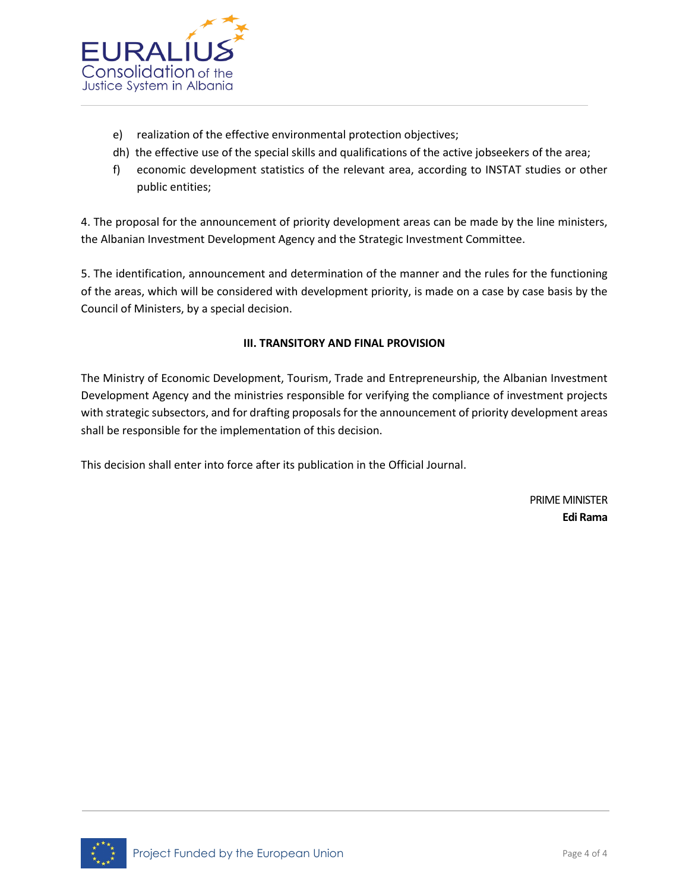e) realization of the effective environmental protection objectives;

dh) the effective use of the special skills and qualifications of the active jobseekers of the area;

f) economic development statistics of the relevant area, according to INSTAT studies or other public entities;

4. The proposal for the announcement of priority development areas can be made by the line ministers, the Albanian Investment Development Agency and the Strategic Investment Committee.

5. The identification, announcement and determination of the manner and the rules for the functioning of the areas, which will be considered with development priority, is made on a case by case basis by the Council of Ministers, by a special decision.

**III. TRANSITORY AND FINAL PROVISION**

The Ministry of Economic Development, Tourism, Trade and Entrepreneurship, the Albanian Investment Development Agency and the ministries responsible for verifying the compliance of investment projects with strategic subsectors, and for drafting proposals for the announcement of priority development areas shall be responsible for the implementation of this decision.

This decision shall enter into force after its publication in the Official Journal.

PRIME MINISTER

**Edi Rama**